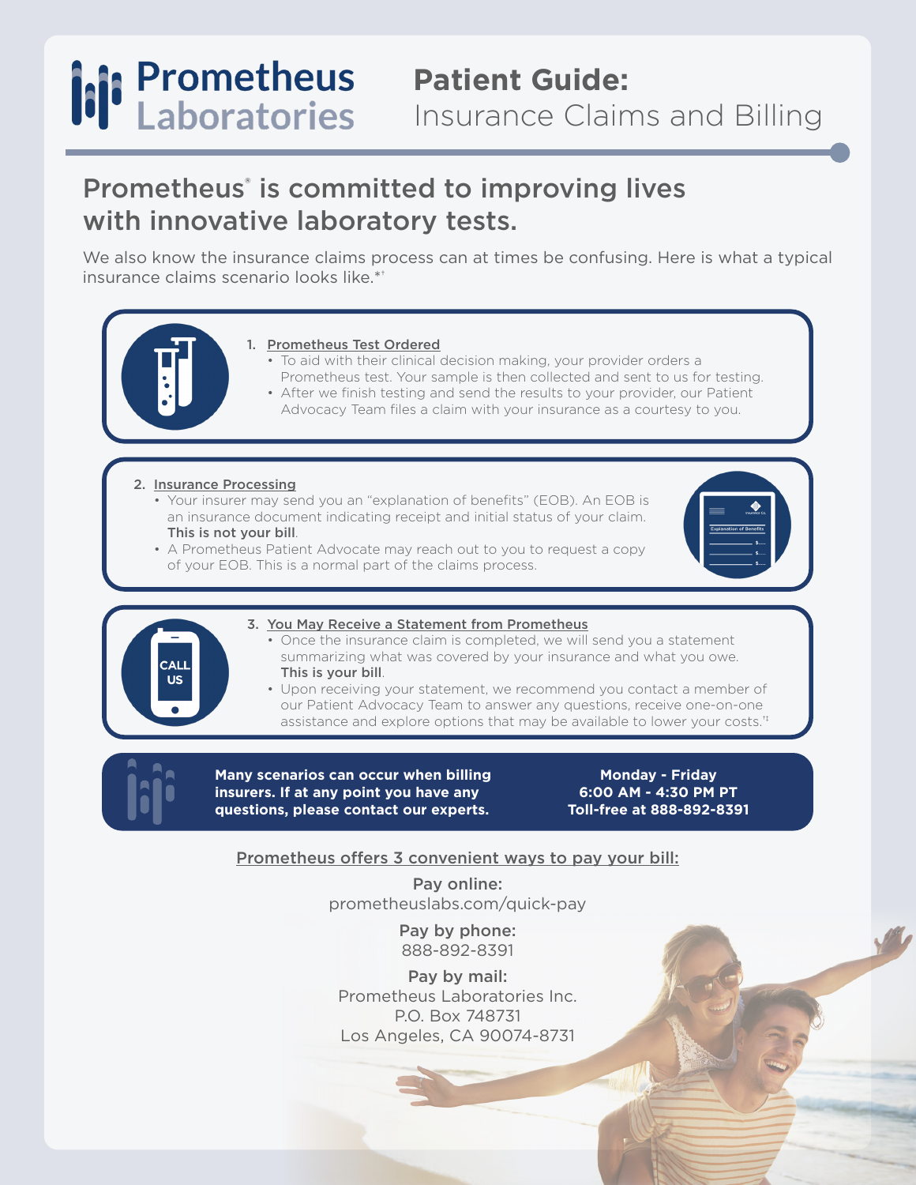# Prometheus Laboratories

## Patient Guide: Insurance Claims and Billing

## Prometheus® is committed to improving lives with innovative laboratory tests.

We also know the insurance claims process can at times be confusing. Here is what a typical insurance claims scenario looks like.*†

1. **Prometheus Test Ordered**
   - To aid with their clinical decision making, your provider orders a Prometheus test. Your sample is then collected and sent to us for testing.
   - After we finish testing and send the results to your provider, our Patient Advocacy Team files a claim with your insurance as a courtesy to you.

2. **Insurance Processing**
   - Your insurer may send you an "explanation of benefits" (EOB). An EOB is an insurance document indicating receipt and initial status of your claim. **This is not your bill**.
   - A Prometheus Patient Advocate may reach out to you to request a copy of your EOB. This is a normal part of the claims process.

3. **You May Receive a Statement from Prometheus**
   - Once the insurance claim is completed, we will send you a statement summarizing what was covered by your insurance and what you owe. **This is your bill**.
   - Upon receiving your statement, we recommend you contact a member of our Patient Advocacy Team to answer any questions, receive one-on-one assistance and explore options that may be available to lower your costs.†‡

**Many scenarios can occur when billing insurers. If at any point you have any questions, please contact our experts.**

**Monday - Friday**
**6:00 AM - 4:30 PM PT**
**Toll-free at 888-892-8391**

Prometheus offers 3 convenient ways to pay your bill:

**Pay online:**
prometheuslabs.com/quick-pay

**Pay by phone:**
888-892-8391

**Pay by mail:**
Prometheus Laboratories Inc.
P.O. Box 748731
Los Angeles, CA 90074-8731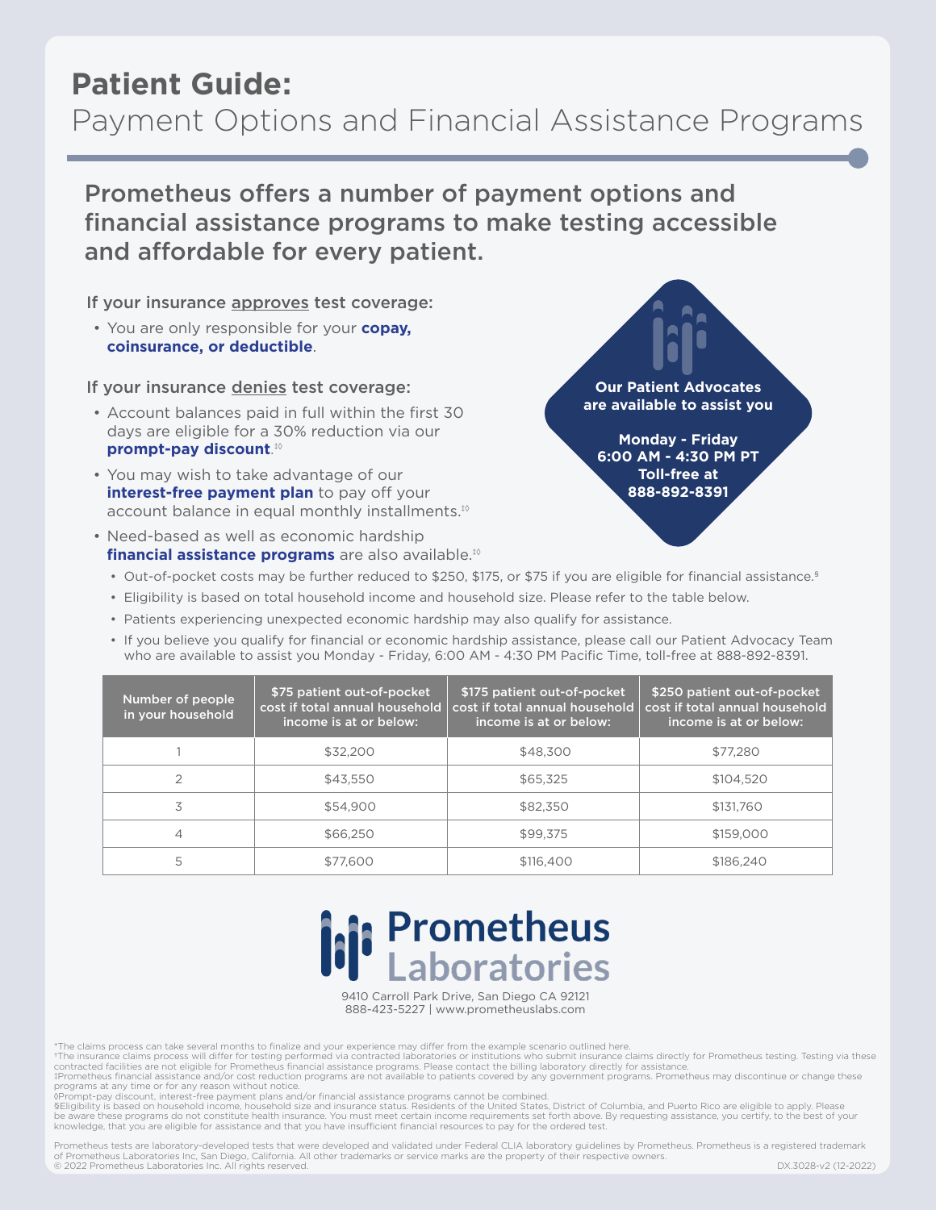# Patient Guide:

## Payment Options and Financial Assistance Programs

**Prometheus offers a number of payment options and financial assistance programs to make testing accessible and affordable for every patient.**

**If your insurance approves test coverage:**

- You are only responsible for your **copay, coinsurance, or deductible**.

**If your insurance denies test coverage:**

- Account balances paid in full within the first 30 days are eligible for a 30% reduction via our **prompt-pay discount**.‡◊
- You may wish to take advantage of our **interest-free payment plan** to pay off your account balance in equal monthly installments.‡◊
- Need-based as well as economic hardship **financial assistance programs** are also available.‡◊
  - Out-of-pocket costs may be further reduced to $250, $175, or $75 if you are eligible for financial assistance.§
  - Eligibility is based on total household income and household size. Please refer to the table below.
  - Patients experiencing unexpected economic hardship may also qualify for assistance.
  - If you believe you qualify for financial or economic hardship assistance, please call our Patient Advocacy Team who are available to assist you Monday - Friday, 6:00 AM - 4:30 PM Pacific Time, toll-free at 888-892-8391.

**Our Patient Advocates are available to assist you**

**Monday - Friday**
**6:00 AM - 4:30 PM PT**
**Toll-free at**
**888-892-8391**

| Number of people in your household | $75 patient out-of-pocket cost if total annual household income is at or below: | $175 patient out-of-pocket cost if total annual household income is at or below: | $250 patient out-of-pocket cost if total annual household income is at or below: |
|---|---|---|---|
| 1 | $32,200 | $48,300 | $77,280 |
| 2 | $43,550 | $65,325 | $104,520 |
| 3 | $54,900 | $82,350 | $131,760 |
| 4 | $66,250 | $99,375 | $159,000 |
| 5 | $77,600 | $116,400 | $186,240 |

**Prometheus Laboratories**

9410 Carroll Park Drive, San Diego CA 92121
888-423-5227 | www.prometheuslabs.com

*The claims process can take several months to finalize and your experience may differ from the example scenario outlined here.
†The insurance claims process will differ for testing performed via contracted laboratories or institutions who submit insurance claims directly for Prometheus testing. Testing via these contracted facilities are not eligible for Prometheus financial assistance programs. Please contact the billing laboratory directly for assistance.
‡Prometheus financial assistance and/or cost reduction programs are not available to patients covered by any government programs. Prometheus may discontinue or change these programs at any time or for any reason without notice.
◊Prompt-pay discount, interest-free payment plans and/or financial assistance programs cannot be combined.
§Eligibility is based on household income, household size and insurance status. Residents of the United States, District of Columbia, and Puerto Rico are eligible to apply. Please be aware these programs do not constitute health insurance. You must meet certain income requirements set forth above. By requesting assistance, you certify, to the best of your knowledge, that you are eligible for assistance and that you have insufficient financial resources to pay for the ordered test.

Prometheus tests are laboratory-developed tests that were developed and validated under Federal CLIA laboratory guidelines by Prometheus. Prometheus is a registered trademark of Prometheus Laboratories Inc, San Diego, California. All other trademarks or service marks are the property of their respective owners.
© 2022 Prometheus Laboratories Inc. All rights reserved.

DX.3028-v2 (12-2022)